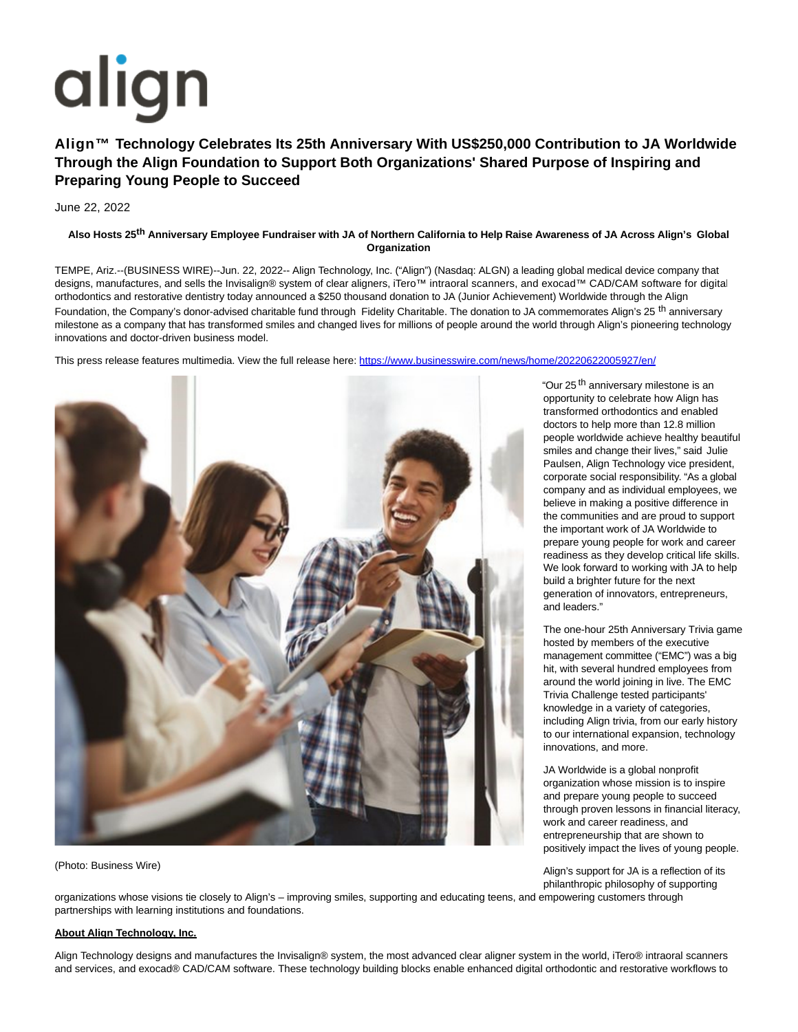align

# Align™ Technology Celebrates Its 25th Anniversary With US$250,000 Contribution to JA Worldwide Through the Align Foundation to Support Both Organizations' Shared Purpose of Inspiring and Preparing Young People to Succeed

June 22, 2022

**Also Hosts 25th Anniversary Employee Fundraiser with JA of Northern California to Help Raise Awareness of JA Across Align's Global Organization**

TEMPE, Ariz.--(BUSINESS WIRE)--Jun. 22, 2022-- Align Technology, Inc. ("Align") (Nasdaq: ALGN) a leading global medical device company that designs, manufactures, and sells the Invisalign® system of clear aligners, iTero™ intraoral scanners, and exocad™ CAD/CAM software for digital orthodontics and restorative dentistry today announced a $250 thousand donation to JA (Junior Achievement) Worldwide through the Align Foundation, the Company's donor-advised charitable fund through Fidelity Charitable. The donation to JA commemorates Align's 25th anniversary milestone as a company that has transformed smiles and changed lives for millions of people around the world through Align's pioneering technology innovations and doctor-driven business model.

This press release features multimedia. View the full release here: [https://www.businesswire.com/news/home/20220622005927/en/](https://www.businesswire.com/news/home/20220622005927/en/)

(Photo: Business Wire)

"Our 25th anniversary milestone is an opportunity to celebrate how Align has transformed orthodontics and enabled doctors to help more than 12.8 million people worldwide achieve healthy beautiful smiles and change their lives," said Julie Paulsen, Align Technology vice president, corporate social responsibility. "As a global company and as individual employees, we believe in making a positive difference in the communities and are proud to support the important work of JA Worldwide to prepare young people for work and career readiness as they develop critical life skills. We look forward to working with JA to help build a brighter future for the next generation of innovators, entrepreneurs, and leaders."

The one-hour 25th Anniversary Trivia game hosted by members of the executive management committee ("EMC") was a big hit, with several hundred employees from around the world joining in live. The EMC Trivia Challenge tested participants' knowledge in a variety of categories, including Align trivia, from our early history to our international expansion, technology innovations, and more.

JA Worldwide is a global nonprofit organization whose mission is to inspire and prepare young people to succeed through proven lessons in financial literacy, work and career readiness, and entrepreneurship that are shown to positively impact the lives of young people.

Align's support for JA is a reflection of its philanthropic philosophy of supporting organizations whose visions tie closely to Align's – improving smiles, supporting and educating teens, and empowering customers through partnerships with learning institutions and foundations.

**About Align Technology, Inc.**

Align Technology designs and manufactures the Invisalign® system, the most advanced clear aligner system in the world, iTero® intraoral scanners and services, and exocad® CAD/CAM software. These technology building blocks enable enhanced digital orthodontic and restorative workflows to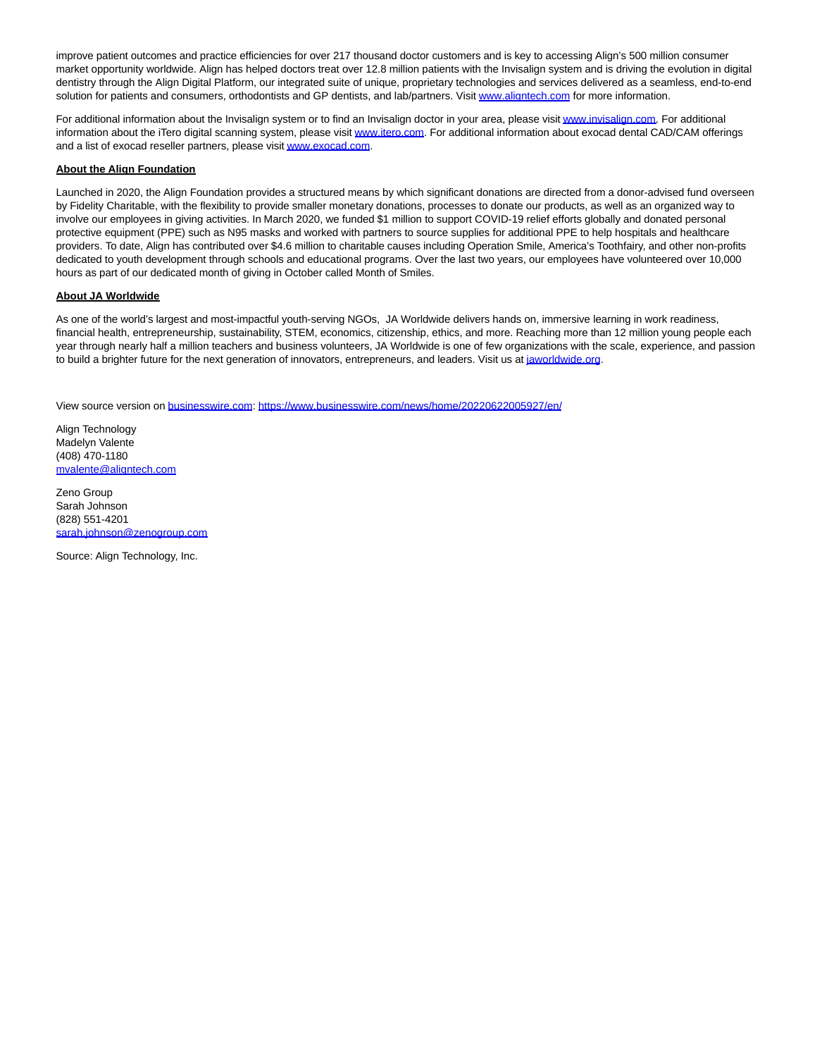improve patient outcomes and practice efficiencies for over 217 thousand doctor customers and is key to accessing Align's 500 million consumer market opportunity worldwide. Align has helped doctors treat over 12.8 million patients with the Invisalign system and is driving the evolution in digital dentistry through the Align Digital Platform, our integrated suite of unique, proprietary technologies and services delivered as a seamless, end-to-end solution for patients and consumers, orthodontists and GP dentists, and lab/partners. Visit [www.aligntech.com](http://www.aligntech.com) for more information.

For additional information about the Invisalign system or to find an Invisalign doctor in your area, please visit [www.invisalign.com](http://www.invisalign.com). For additional information about the iTero digital scanning system, please visit [www.itero.com](http://www.itero.com). For additional information about exocad dental CAD/CAM offerings and a list of exocad reseller partners, please visit [www.exocad.com](http://www.exocad.com).

**About the Align Foundation**

Launched in 2020, the Align Foundation provides a structured means by which significant donations are directed from a donor-advised fund overseen by Fidelity Charitable, with the flexibility to provide smaller monetary donations, processes to donate our products, as well as an organized way to involve our employees in giving activities. In March 2020, we funded $1 million to support COVID-19 relief efforts globally and donated personal protective equipment (PPE) such as N95 masks and worked with partners to source supplies for additional PPE to help hospitals and healthcare providers. To date, Align has contributed over $4.6 million to charitable causes including Operation Smile, America's Toothfairy, and other non-profits dedicated to youth development through schools and educational programs. Over the last two years, our employees have volunteered over 10,000 hours as part of our dedicated month of giving in October called Month of Smiles.

**About JA Worldwide**

As one of the world's largest and most-impactful youth-serving NGOs, JA Worldwide delivers hands on, immersive learning in work readiness, financial health, entrepreneurship, sustainability, STEM, economics, citizenship, ethics, and more. Reaching more than 12 million young people each year through nearly half a million teachers and business volunteers, JA Worldwide is one of few organizations with the scale, experience, and passion to build a brighter future for the next generation of innovators, entrepreneurs, and leaders. Visit us at [jaworldwide.org](http://jaworldwide.org).

View source version on [businesswire.com](http://businesswire.com): [https://www.businesswire.com/news/home/20220622005927/en/](https://www.businesswire.com/news/home/20220622005927/en/)

Align Technology
Madelyn Valente
(408) 470-1180
[mvalente@aligntech.com](mailto:mvalente@aligntech.com)

Zeno Group
Sarah Johnson
(828) 551-4201
[sarah.johnson@zenogroup.com](mailto:sarah.johnson@zenogroup.com)

Source: Align Technology, Inc.